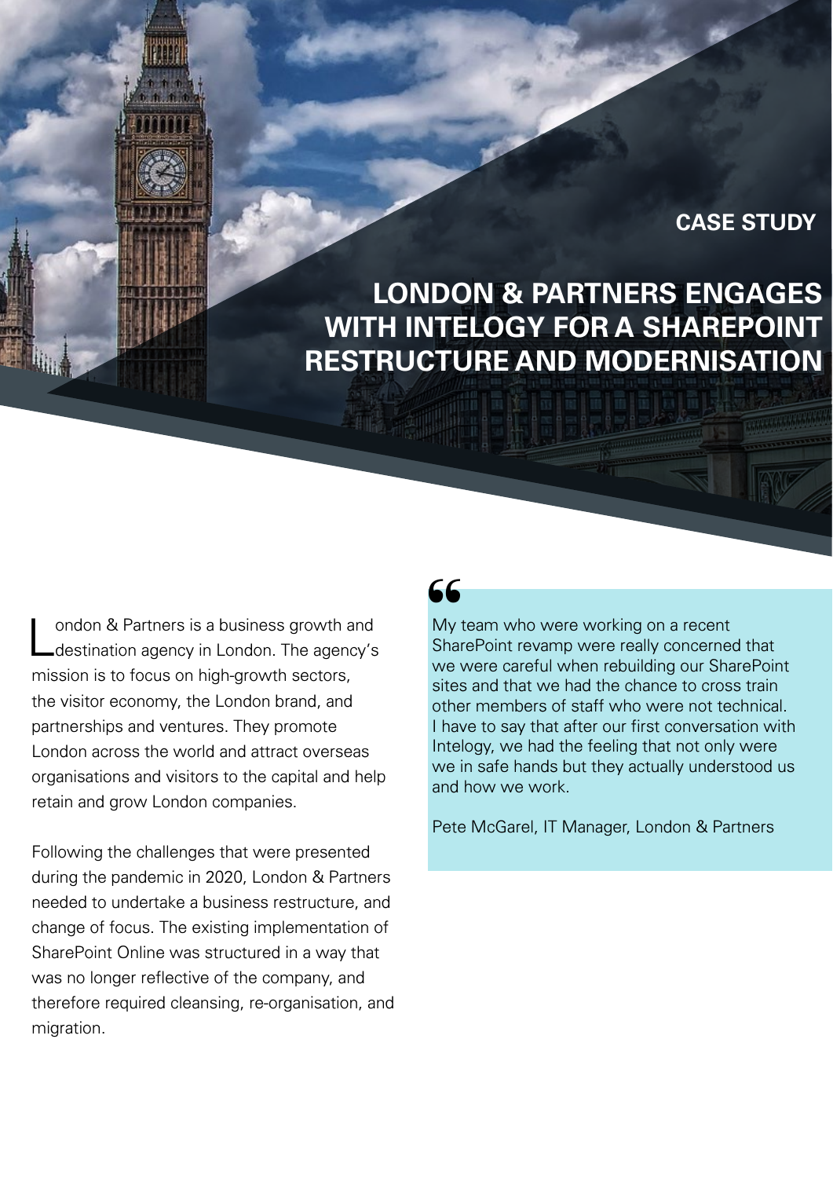CASE STUDY

# LONDON & PARTNERS ENGAGES WITH INTELOGY FOR A SHAREPOINT RESTRUCTURE AND MODERNISATION

London & Partners is a business growth and destination agency in London. The agency's mission is to focus on high-growth sectors, the visitor economy, the London brand, and partnerships and ventures. They promote London across the world and attract overseas organisations and visitors to the capital and help retain and grow London companies.

Following the challenges that were presented during the pandemic in 2020, London & Partners needed to undertake a business restructure, and change of focus. The existing implementation of SharePoint Online was structured in a way that was no longer reflective of the company, and therefore required cleansing, re-organisation, and migration.

> "My team who were working on a recent SharePoint revamp were really concerned that we were careful when rebuilding our SharePoint sites and that we had the chance to cross train other members of staff who were not technical. I have to say that after our first conversation with Intelogy, we had the feeling that not only were we in safe hands but they actually understood us and how we work.
>
> Pete McGarel, IT Manager, London & Partners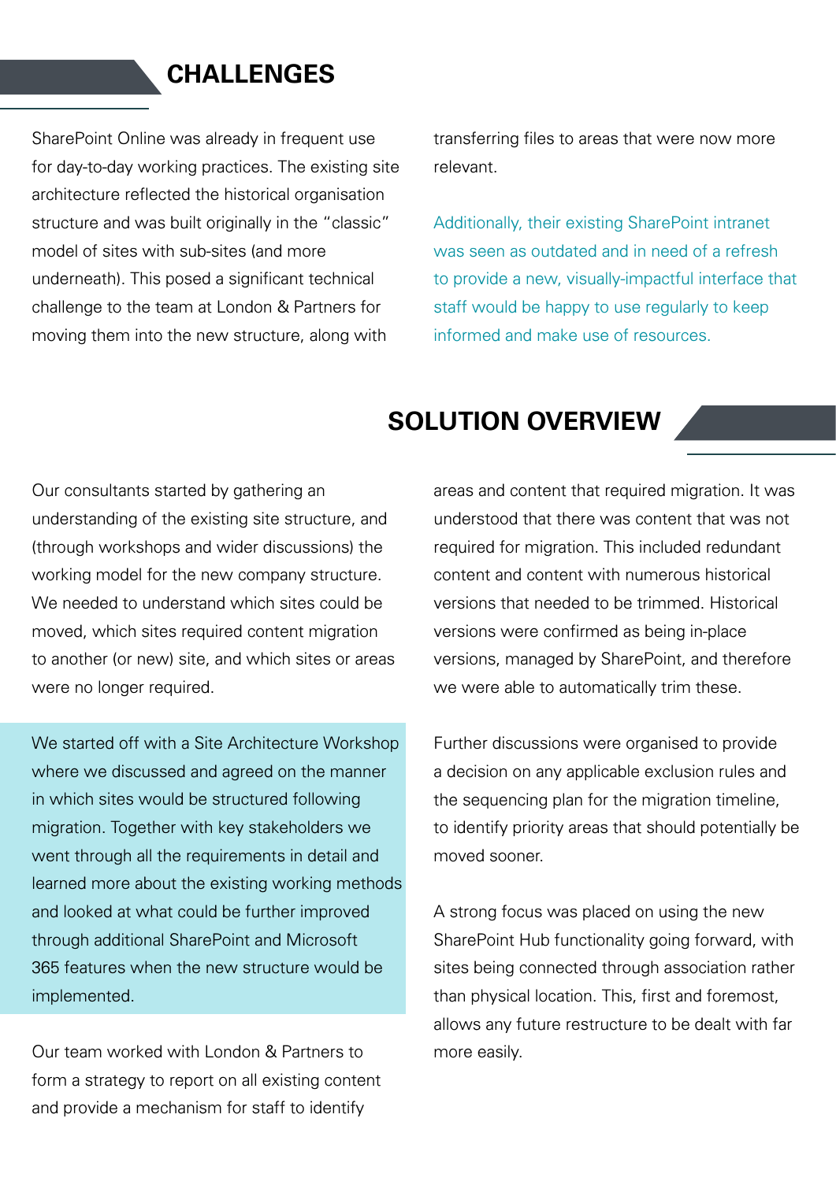## CHALLENGES

SharePoint Online was already in frequent use for day-to-day working practices. The existing site architecture reflected the historical organisation structure and was built originally in the "classic" model of sites with sub-sites (and more underneath). This posed a significant technical challenge to the team at London & Partners for moving them into the new structure, along with transferring files to areas that were now more relevant.

Additionally, their existing SharePoint intranet was seen as outdated and in need of a refresh to provide a new, visually-impactful interface that staff would be happy to use regularly to keep informed and make use of resources.

## SOLUTION OVERVIEW

Our consultants started by gathering an understanding of the existing site structure, and (through workshops and wider discussions) the working model for the new company structure. We needed to understand which sites could be moved, which sites required content migration to another (or new) site, and which sites or areas were no longer required.

We started off with a Site Architecture Workshop where we discussed and agreed on the manner in which sites would be structured following migration. Together with key stakeholders we went through all the requirements in detail and learned more about the existing working methods and looked at what could be further improved through additional SharePoint and Microsoft 365 features when the new structure would be implemented.

Our team worked with London & Partners to form a strategy to report on all existing content and provide a mechanism for staff to identify areas and content that required migration. It was understood that there was content that was not required for migration. This included redundant content and content with numerous historical versions that needed to be trimmed. Historical versions were confirmed as being in-place versions, managed by SharePoint, and therefore we were able to automatically trim these.

Further discussions were organised to provide a decision on any applicable exclusion rules and the sequencing plan for the migration timeline, to identify priority areas that should potentially be moved sooner.

A strong focus was placed on using the new SharePoint Hub functionality going forward, with sites being connected through association rather than physical location. This, first and foremost, allows any future restructure to be dealt with far more easily.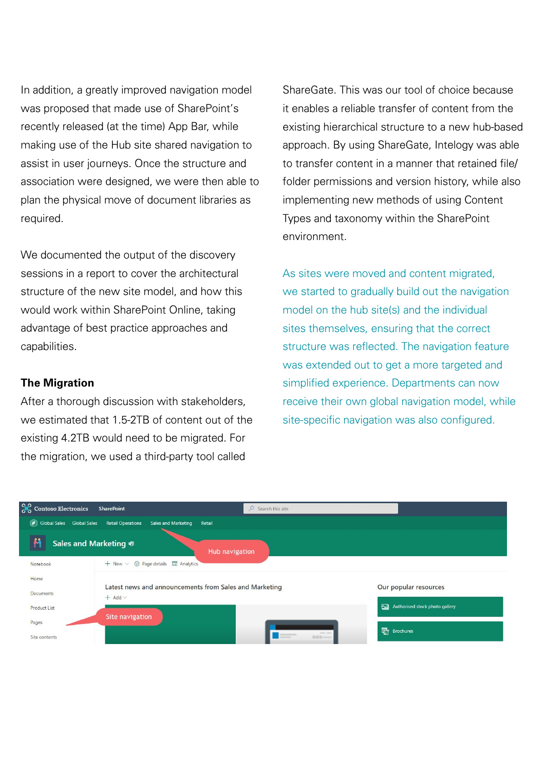In addition, a greatly improved navigation model was proposed that made use of SharePoint's recently released (at the time) App Bar, while making use of the Hub site shared navigation to assist in user journeys. Once the structure and association were designed, we were then able to plan the physical move of document libraries as required.

We documented the output of the discovery sessions in a report to cover the architectural structure of the new site model, and how this would work within SharePoint Online, taking advantage of best practice approaches and capabilities.

**The Migration**

After a thorough discussion with stakeholders, we estimated that 1.5-2TB of content out of the existing 4.2TB would need to be migrated. For the migration, we used a third-party tool called ShareGate. This was our tool of choice because it enables a reliable transfer of content from the existing hierarchical structure to a new hub-based approach. By using ShareGate, Intelogy was able to transfer content in a manner that retained file/folder permissions and version history, while also implementing new methods of using Content Types and taxonomy within the SharePoint environment.

As sites were moved and content migrated, we started to gradually build out the navigation model on the hub site(s) and the individual sites themselves, ensuring that the correct structure was reflected. The navigation feature was extended out to get a more targeted and simplified experience. Departments can now receive their own global navigation model, while site-specific navigation was also configured.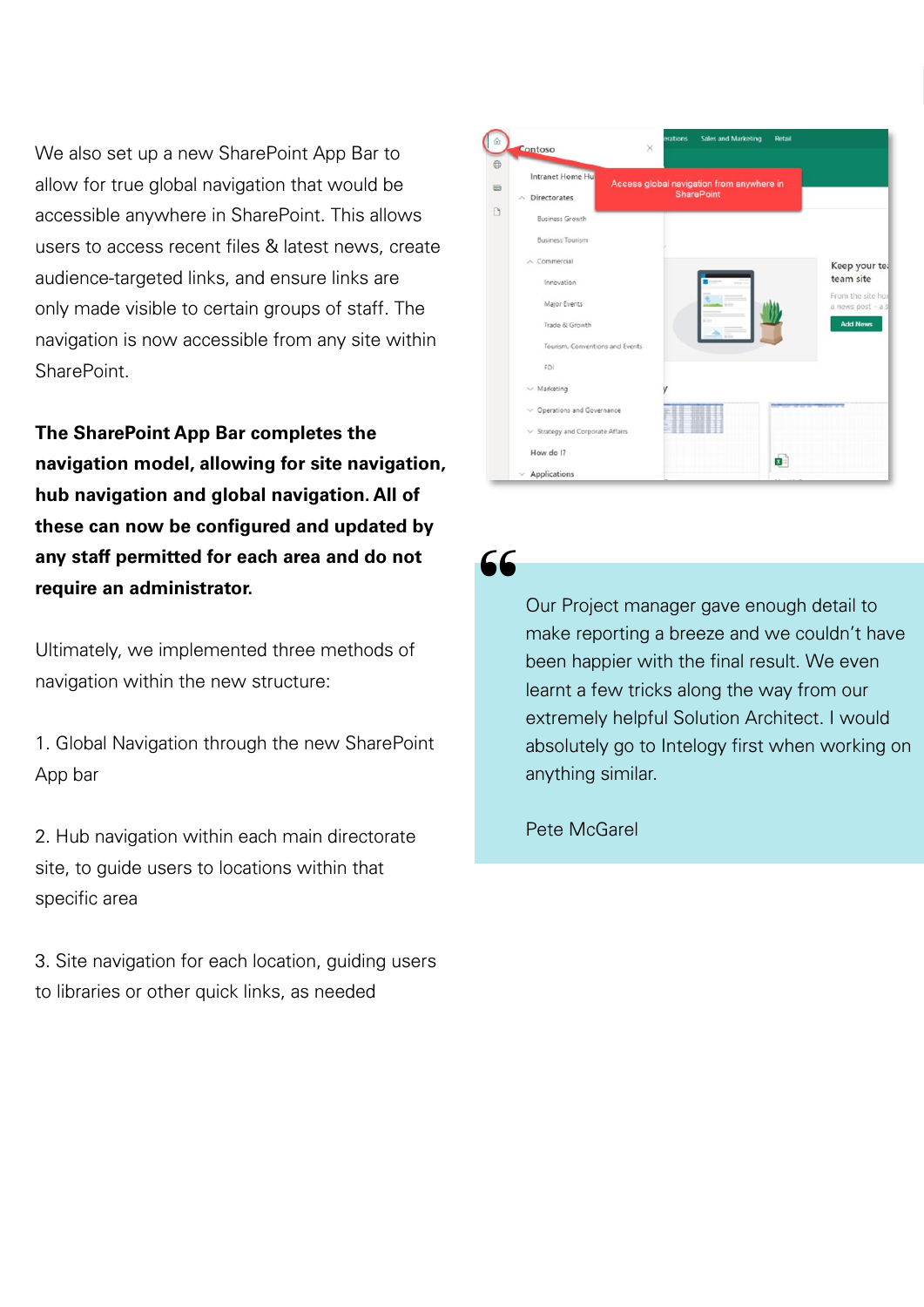We also set up a new SharePoint App Bar to allow for true global navigation that would be accessible anywhere in SharePoint. This allows users to access recent files & latest news, create audience-targeted links, and ensure links are only made visible to certain groups of staff. The navigation is now accessible from any site within SharePoint.

**The SharePoint App Bar completes the navigation model, allowing for site navigation, hub navigation and global navigation. All of these can now be configured and updated by any staff permitted for each area and do not require an administrator.**

Ultimately, we implemented three methods of navigation within the new structure:

1. Global Navigation through the new SharePoint App bar

2. Hub navigation within each main directorate site, to guide users to locations within that specific area

3. Site navigation for each location, guiding users to libraries or other quick links, as needed

> Our Project manager gave enough detail to make reporting a breeze and we couldn't have been happier with the final result. We even learnt a few tricks along the way from our extremely helpful Solution Architect. I would absolutely go to Intelogy first when working on anything similar.
>
> Pete McGarel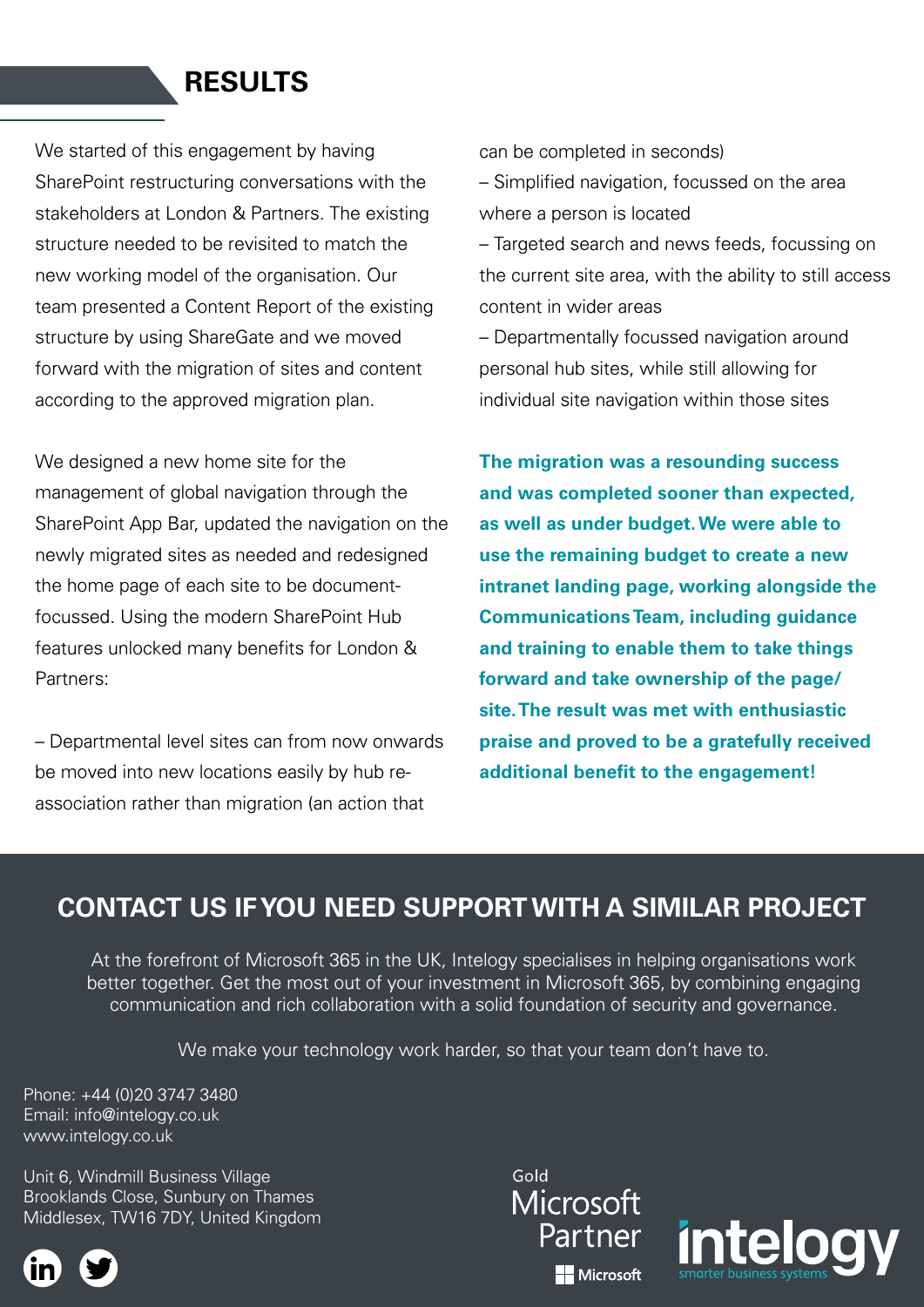## RESULTS

We started of this engagement by having SharePoint restructuring conversations with the stakeholders at London & Partners. The existing structure needed to be revisited to match the new working model of the organisation. Our team presented a Content Report of the existing structure by using ShareGate and we moved forward with the migration of sites and content according to the approved migration plan.

We designed a new home site for the management of global navigation through the SharePoint App Bar, updated the navigation on the newly migrated sites as needed and redesigned the home page of each site to be document-focussed. Using the modern SharePoint Hub features unlocked many benefits for London & Partners:

– Departmental level sites can from now onwards be moved into new locations easily by hub re-association rather than migration (an action that can be completed in seconds)
– Simplified navigation, focussed on the area where a person is located
– Targeted search and news feeds, focussing on the current site area, with the ability to still access content in wider areas
– Departmentally focussed navigation around personal hub sites, while still allowing for individual site navigation within those sites

**The migration was a resounding success and was completed sooner than expected, as well as under budget. We were able to use the remaining budget to create a new intranet landing page, working alongside the Communications Team, including guidance and training to enable them to take things forward and take ownership of the page/site. The result was met with enthusiastic praise and proved to be a gratefully received additional benefit to the engagement!**

## CONTACT US IF YOU NEED SUPPORT WITH A SIMILAR PROJECT

At the forefront of Microsoft 365 in the UK, Intelogy specialises in helping organisations work better together. Get the most out of your investment in Microsoft 365, by combining engaging communication and rich collaboration with a solid foundation of security and governance.

We make your technology work harder, so that your team don't have to.

Phone: +44 (0)20 3747 3480
Email: info@intelogy.co.uk
www.intelogy.co.uk

Unit 6, Windmill Business Village
Brooklands Close, Sunbury on Thames
Middlesex, TW16 7DY, United Kingdom

Gold Microsoft Partner
Microsoft

intelogy
smarter business systems